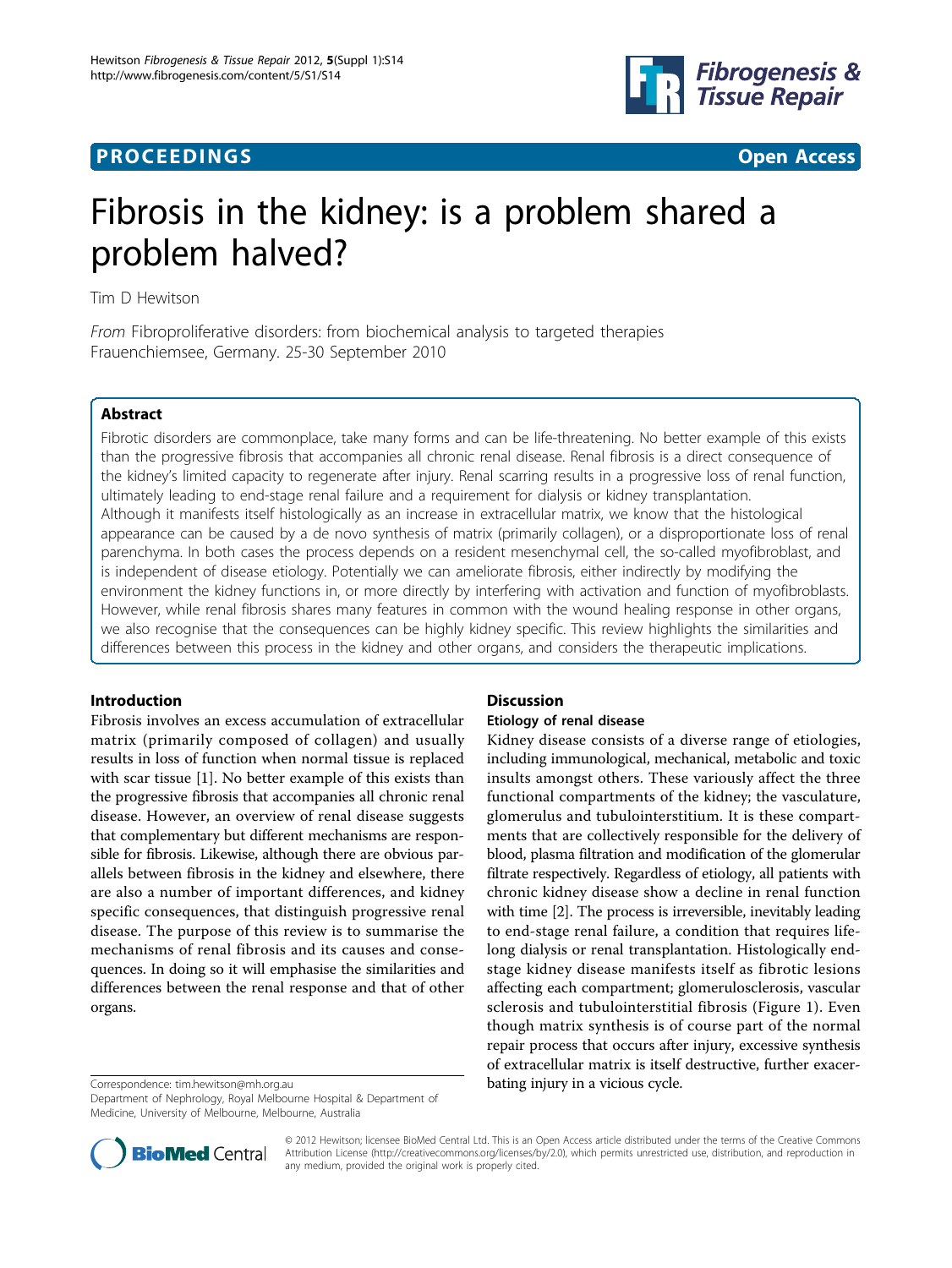**PROCEEDINGS** **Open Access**

# Fibrosis in the kidney: is a problem shared a problem halved?

Tim D Hewitson

*From* Fibroproliferative disorders: from biochemical analysis to targeted therapies
Frauenchiemsee, Germany. 25-30 September 2010

## Abstract

Fibrotic disorders are commonplace, take many forms and can be life-threatening. No better example of this exists than the progressive fibrosis that accompanies all chronic renal disease. Renal fibrosis is a direct consequence of the kidney's limited capacity to regenerate after injury. Renal scarring results in a progressive loss of renal function, ultimately leading to end-stage renal failure and a requirement for dialysis or kidney transplantation.

Although it manifests itself histologically as an increase in extracellular matrix, we know that the histological appearance can be caused by a de novo synthesis of matrix (primarily collagen), or a disproportionate loss of renal parenchyma. In both cases the process depends on a resident mesenchymal cell, the so-called myofibroblast, and is independent of disease etiology. Potentially we can ameliorate fibrosis, either indirectly by modifying the environment the kidney functions in, or more directly by interfering with activation and function of myofibroblasts. However, while renal fibrosis shares many features in common with the wound healing response in other organs, we also recognise that the consequences can be highly kidney specific. This review highlights the similarities and differences between this process in the kidney and other organs, and considers the therapeutic implications.

## Introduction

Fibrosis involves an excess accumulation of extracellular matrix (primarily composed of collagen) and usually results in loss of function when normal tissue is replaced with scar tissue [1]. No better example of this exists than the progressive fibrosis that accompanies all chronic renal disease. However, an overview of renal disease suggests that complementary but different mechanisms are responsible for fibrosis. Likewise, although there are obvious parallels between fibrosis in the kidney and elsewhere, there are also a number of important differences, and kidney specific consequences, that distinguish progressive renal disease. The purpose of this review is to summarise the mechanisms of renal fibrosis and its causes and consequences. In doing so it will emphasise the similarities and differences between the renal response and that of other organs.

## Discussion

### Etiology of renal disease

Kidney disease consists of a diverse range of etiologies, including immunological, mechanical, metabolic and toxic insults amongst others. These variously affect the three functional compartments of the kidney; the vasculature, glomerulus and tubulointerstitium. It is these compartments that are collectively responsible for the delivery of blood, plasma filtration and modification of the glomerular filtrate respectively. Regardless of etiology, all patients with chronic kidney disease show a decline in renal function with time [2]. The process is irreversible, inevitably leading to end-stage renal failure, a condition that requires lifelong dialysis or renal transplantation. Histologically end-stage kidney disease manifests itself as fibrotic lesions affecting each compartment; glomerulosclerosis, vascular sclerosis and tubulointerstitial fibrosis (Figure 1). Even though matrix synthesis is of course part of the normal repair process that occurs after injury, excessive synthesis of extracellular matrix is itself destructive, further exacerbating injury in a vicious cycle.

Correspondence: tim.hewitson@mh.org.au
Department of Nephrology, Royal Melbourne Hospital & Department of Medicine, University of Melbourne, Melbourne, Australia

© 2012 Hewitson; licensee BioMed Central Ltd. This is an Open Access article distributed under the terms of the Creative Commons Attribution License (http://creativecommons.org/licenses/by/2.0), which permits unrestricted use, distribution, and reproduction in any medium, provided the original work is properly cited.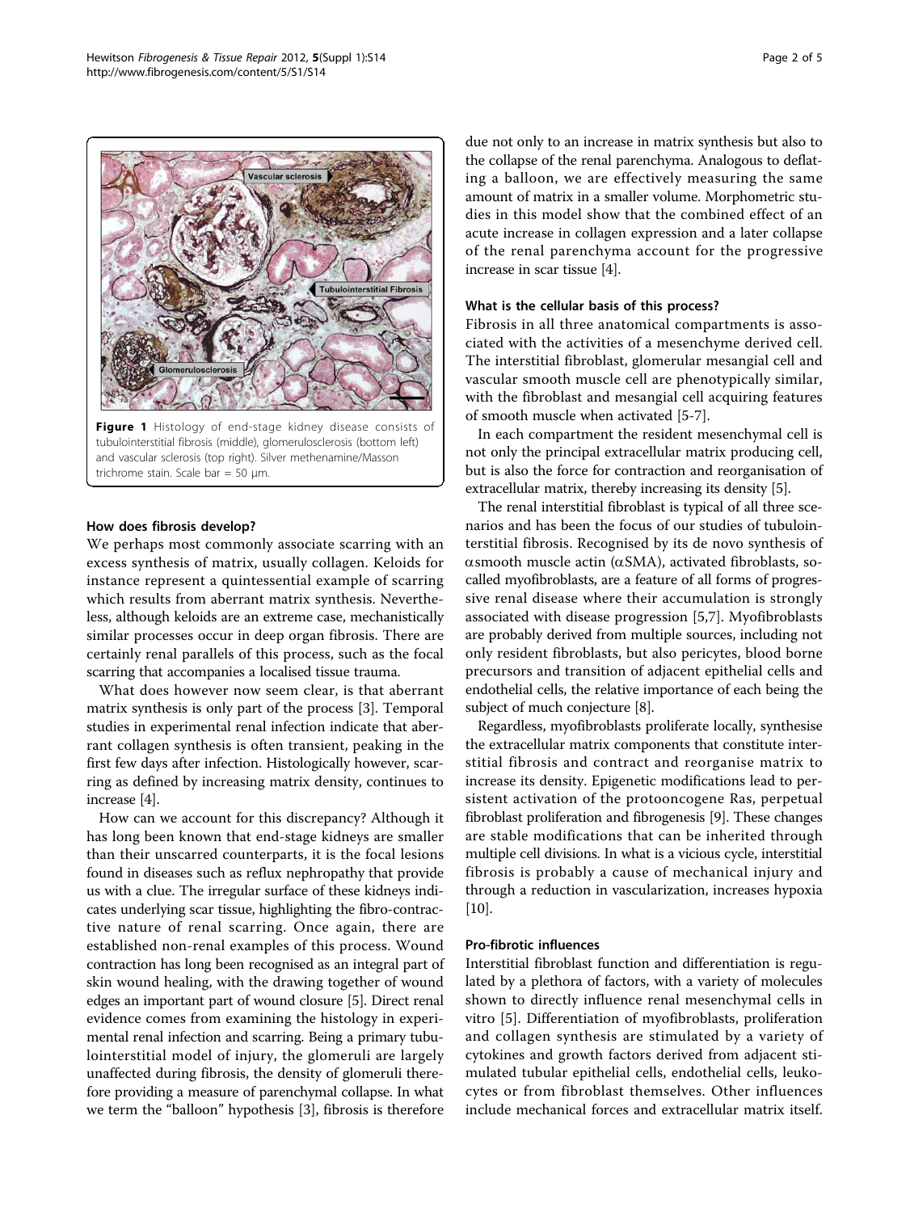Vascular sclerosis

Tubulointerstitial Fibrosis

Glomerulosclerosis

**Figure 1** Histology of end-stage kidney disease consists of tubulointerstitial fibrosis (middle), glomerulosclerosis (bottom left) and vascular sclerosis (top right). Silver methenamine/Masson trichrome stain. Scale bar = 50 µm.

#### How does fibrosis develop?

We perhaps most commonly associate scarring with an excess synthesis of matrix, usually collagen. Keloids for instance represent a quintessential example of scarring which results from aberrant matrix synthesis. Nevertheless, although keloids are an extreme case, mechanistically similar processes occur in deep organ fibrosis. There are certainly renal parallels of this process, such as the focal scarring that accompanies a localised tissue trauma.

What does however now seem clear, is that aberrant matrix synthesis is only part of the process [3]. Temporal studies in experimental renal infection indicate that aberrant collagen synthesis is often transient, peaking in the first few days after infection. Histologically however, scarring as defined by increasing matrix density, continues to increase [4].

How can we account for this discrepancy? Although it has long been known that end-stage kidneys are smaller than their unscarred counterparts, it is the focal lesions found in diseases such as reflux nephropathy that provide us with a clue. The irregular surface of these kidneys indicates underlying scar tissue, highlighting the fibro-contractive nature of renal scarring. Once again, there are established non-renal examples of this process. Wound contraction has long been recognised as an integral part of skin wound healing, with the drawing together of wound edges an important part of wound closure [5]. Direct renal evidence comes from examining the histology in experimental renal infection and scarring. Being a primary tubulointerstitial model of injury, the glomeruli are largely unaffected during fibrosis, the density of glomeruli therefore providing a measure of parenchymal collapse. In what we term the "balloon" hypothesis [3], fibrosis is therefore due not only to an increase in matrix synthesis but also to the collapse of the renal parenchyma. Analogous to deflating a balloon, we are effectively measuring the same amount of matrix in a smaller volume. Morphometric studies in this model show that the combined effect of an acute increase in collagen expression and a later collapse of the renal parenchyma account for the progressive increase in scar tissue [4].

#### What is the cellular basis of this process?

Fibrosis in all three anatomical compartments is associated with the activities of a mesenchyme derived cell. The interstitial fibroblast, glomerular mesangial cell and vascular smooth muscle cell are phenotypically similar, with the fibroblast and mesangial cell acquiring features of smooth muscle when activated [5-7].

In each compartment the resident mesenchymal cell is not only the principal extracellular matrix producing cell, but is also the force for contraction and reorganisation of extracellular matrix, thereby increasing its density [5].

The renal interstitial fibroblast is typical of all three scenarios and has been the focus of our studies of tubulointerstitial fibrosis. Recognised by its de novo synthesis of $\alpha$smooth muscle actin ($\alpha$SMA), activated fibroblasts, so-called myofibroblasts, are a feature of all forms of progressive renal disease where their accumulation is strongly associated with disease progression [5,7]. Myofibroblasts are probably derived from multiple sources, including not only resident fibroblasts, but also pericytes, blood borne precursors and transition of adjacent epithelial cells and endothelial cells, the relative importance of each being the subject of much conjecture [8].

Regardless, myofibroblasts proliferate locally, synthesise the extracellular matrix components that constitute interstitial fibrosis and contract and reorganise matrix to increase its density. Epigenetic modifications lead to persistent activation of the protooncogene Ras, perpetual fibroblast proliferation and fibrogenesis [9]. These changes are stable modifications that can be inherited through multiple cell divisions. In what is a vicious cycle, interstitial fibrosis is probably a cause of mechanical injury and through a reduction in vascularization, increases hypoxia [10].

#### Pro-fibrotic influences

Interstitial fibroblast function and differentiation is regulated by a plethora of factors, with a variety of molecules shown to directly influence renal mesenchymal cells in vitro [5]. Differentiation of myofibroblasts, proliferation and collagen synthesis are stimulated by a variety of cytokines and growth factors derived from adjacent stimulated tubular epithelial cells, endothelial cells, leukocytes or from fibroblast themselves. Other influences include mechanical forces and extracellular matrix itself.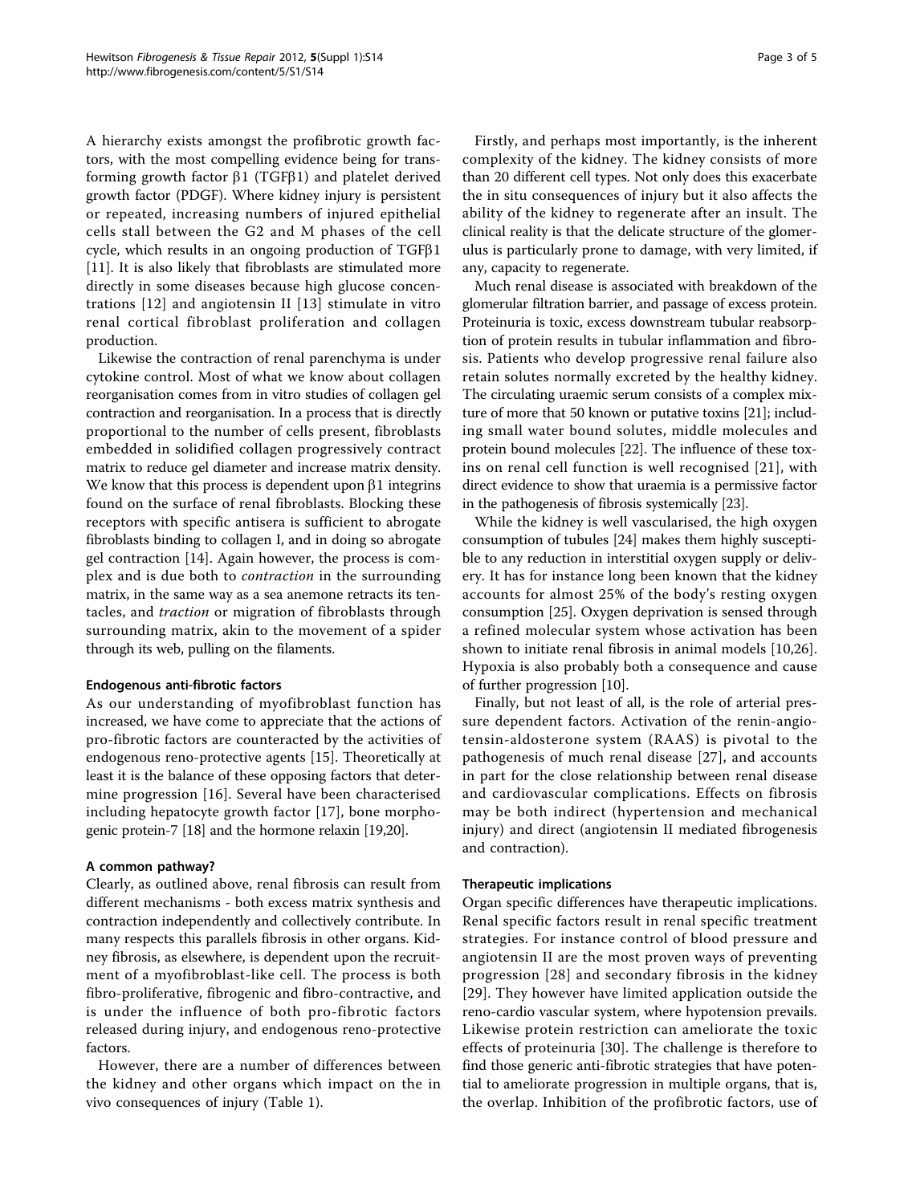A hierarchy exists amongst the profibrotic growth factors, with the most compelling evidence being for transforming growth factor β1 (TGFβ1) and platelet derived growth factor (PDGF). Where kidney injury is persistent or repeated, increasing numbers of injured epithelial cells stall between the G2 and M phases of the cell cycle, which results in an ongoing production of TGFβ1 [11]. It is also likely that fibroblasts are stimulated more directly in some diseases because high glucose concentrations [12] and angiotensin II [13] stimulate in vitro renal cortical fibroblast proliferation and collagen production.

Likewise the contraction of renal parenchyma is under cytokine control. Most of what we know about collagen reorganisation comes from in vitro studies of collagen gel contraction and reorganisation. In a process that is directly proportional to the number of cells present, fibroblasts embedded in solidified collagen progressively contract matrix to reduce gel diameter and increase matrix density. We know that this process is dependent upon β1 integrins found on the surface of renal fibroblasts. Blocking these receptors with specific antisera is sufficient to abrogate fibroblasts binding to collagen I, and in doing so abrogate gel contraction [14]. Again however, the process is complex and is due both to *contraction* in the surrounding matrix, in the same way as a sea anemone retracts its tentacles, and *traction* or migration of fibroblasts through surrounding matrix, akin to the movement of a spider through its web, pulling on the filaments.

#### Endogenous anti-fibrotic factors

As our understanding of myofibroblast function has increased, we have come to appreciate that the actions of pro-fibrotic factors are counteracted by the activities of endogenous reno-protective agents [15]. Theoretically at least it is the balance of these opposing factors that determine progression [16]. Several have been characterised including hepatocyte growth factor [17], bone morphogenic protein-7 [18] and the hormone relaxin [19,20].

#### A common pathway?

Clearly, as outlined above, renal fibrosis can result from different mechanisms - both excess matrix synthesis and contraction independently and collectively contribute. In many respects this parallels fibrosis in other organs. Kidney fibrosis, as elsewhere, is dependent upon the recruitment of a myofibroblast-like cell. The process is both fibro-proliferative, fibrogenic and fibro-contractive, and is under the influence of both pro-fibrotic factors released during injury, and endogenous reno-protective factors.

However, there are a number of differences between the kidney and other organs which impact on the in vivo consequences of injury (Table 1).

Firstly, and perhaps most importantly, is the inherent complexity of the kidney. The kidney consists of more than 20 different cell types. Not only does this exacerbate the in situ consequences of injury but it also affects the ability of the kidney to regenerate after an insult. The clinical reality is that the delicate structure of the glomerulus is particularly prone to damage, with very limited, if any, capacity to regenerate.

Much renal disease is associated with breakdown of the glomerular filtration barrier, and passage of excess protein. Proteinuria is toxic, excess downstream tubular reabsorption of protein results in tubular inflammation and fibrosis. Patients who develop progressive renal failure also retain solutes normally excreted by the healthy kidney. The circulating uraemic serum consists of a complex mixture of more that 50 known or putative toxins [21]; including small water bound solutes, middle molecules and protein bound molecules [22]. The influence of these toxins on renal cell function is well recognised [21], with direct evidence to show that uraemia is a permissive factor in the pathogenesis of fibrosis systemically [23].

While the kidney is well vascularised, the high oxygen consumption of tubules [24] makes them highly susceptible to any reduction in interstitial oxygen supply or delivery. It has for instance long been known that the kidney accounts for almost 25% of the body's resting oxygen consumption [25]. Oxygen deprivation is sensed through a refined molecular system whose activation has been shown to initiate renal fibrosis in animal models [10,26]. Hypoxia is also probably both a consequence and cause of further progression [10].

Finally, but not least of all, is the role of arterial pressure dependent factors. Activation of the renin-angiotensin-aldosterone system (RAAS) is pivotal to the pathogenesis of much renal disease [27], and accounts in part for the close relationship between renal disease and cardiovascular complications. Effects on fibrosis may be both indirect (hypertension and mechanical injury) and direct (angiotensin II mediated fibrogenesis and contraction).

#### Therapeutic implications

Organ specific differences have therapeutic implications. Renal specific factors result in renal specific treatment strategies. For instance control of blood pressure and angiotensin II are the most proven ways of preventing progression [28] and secondary fibrosis in the kidney [29]. They however have limited application outside the reno-cardio vascular system, where hypotension prevails. Likewise protein restriction can ameliorate the toxic effects of proteinuria [30]. The challenge is therefore to find those generic anti-fibrotic strategies that have potential to ameliorate progression in multiple organs, that is, the overlap. Inhibition of the profibrotic factors, use of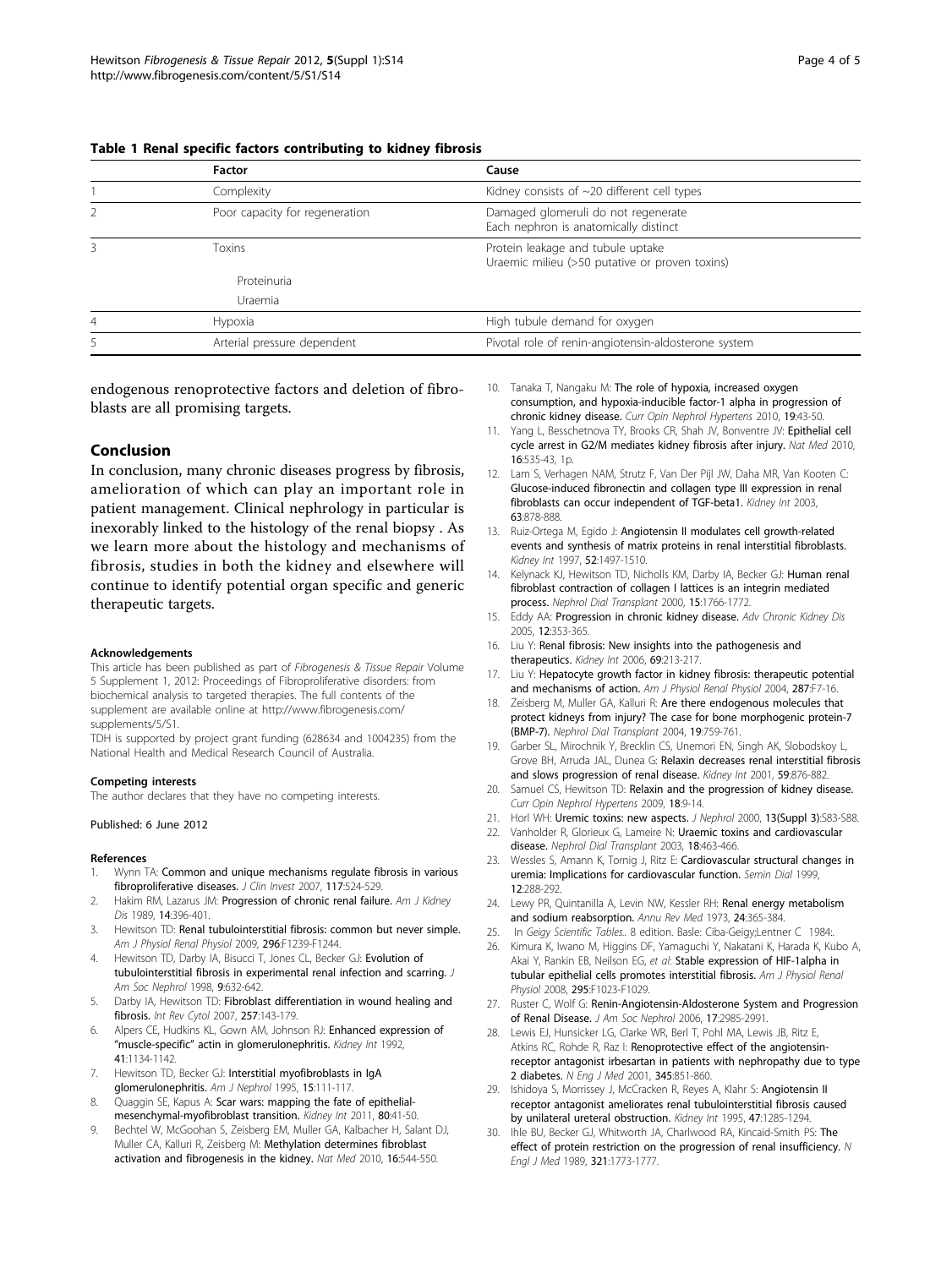**Table 1 Renal specific factors contributing to kidney fibrosis**

| | Factor | Cause |
|---|---|---|
| 1 | Complexity | Kidney consists of ~20 different cell types |
| 2 | Poor capacity for regeneration | Damaged glomeruli do not regenerate<br>Each nephron is anatomically distinct |
| 3 | Toxins<br>Proteinuria<br>Uraemia | Protein leakage and tubule uptake<br>Uraemic milieu (>50 putative or proven toxins) |
| 4 | Hypoxia | High tubule demand for oxygen |
| 5 | Arterial pressure dependent | Pivotal role of renin-angiotensin-aldosterone system |

endogenous renoprotective factors and deletion of fibroblasts are all promising targets.

## Conclusion

In conclusion, many chronic diseases progress by fibrosis, amelioration of which can play an important role in patient management. Clinical nephrology in particular is inexorably linked to the histology of the renal biopsy . As we learn more about the histology and mechanisms of fibrosis, studies in both the kidney and elsewhere will continue to identify potential organ specific and generic therapeutic targets.

#### Acknowledgements

This article has been published as part of *Fibrogenesis & Tissue Repair* Volume 5 Supplement 1, 2012: Proceedings of Fibroproliferative disorders: from biochemical analysis to targeted therapies. The full contents of the supplement are available online at http://www.fibrogenesis.com/supplements/5/S1.

TDH is supported by project grant funding (628634 and 1004235) from the National Health and Medical Research Council of Australia.

#### Competing interests

The author declares that they have no competing interests.

Published: 6 June 2012

#### References

1. Wynn TA: **Common and unique mechanisms regulate fibrosis in various fibroproliferative diseases.** *J Clin Invest* 2007, **117**:524-529.
2. Hakim RM, Lazarus JM: **Progression of chronic renal failure.** *Am J Kidney Dis* 1989, **14**:396-401.
3. Hewitson TD: **Renal tubulointerstitial fibrosis: common but never simple.** *Am J Physiol Renal Physiol* 2009, **296**:F1239-F1244.
4. Hewitson TD, Darby IA, Bisucci T, Jones CL, Becker GJ: **Evolution of tubulointerstitial fibrosis in experimental renal infection and scarring.** *J Am Soc Nephrol* 1998, **9**:632-642.
5. Darby IA, Hewitson TD: **Fibroblast differentiation in wound healing and fibrosis.** *Int Rev Cytol* 2007, **257**:143-179.
6. Alpers CE, Hudkins KL, Gown AM, Johnson RJ: **Enhanced expression of "muscle-specific" actin in glomerulonephritis.** *Kidney Int* 1992, **41**:1134-1142.
7. Hewitson TD, Becker GJ: **Interstitial myofibroblasts in IgA glomerulonephritis.** *Am J Nephrol* 1995, **15**:111-117.
8. Quaggin SE, Kapus A: **Scar wars: mapping the fate of epithelial-mesenchymal-myofibroblast transition.** *Kidney Int* 2011, **80**:41-50.
9. Bechtel W, McGoohan S, Zeisberg EM, Muller GA, Kalbacher H, Salant DJ, Muller CA, Kalluri R, Zeisberg M: **Methylation determines fibroblast activation and fibrogenesis in the kidney.** *Nat Med* 2010, **16**:544-550.
10. Tanaka T, Nangaku M: **The role of hypoxia, increased oxygen consumption, and hypoxia-inducible factor-1 alpha in progression of chronic kidney disease.** *Curr Opin Nephrol Hypertens* 2010, **19**:43-50.
11. Yang L, Besschetnova TY, Brooks CR, Shah JV, Bonventre JV: **Epithelial cell cycle arrest in G2/M mediates kidney fibrosis after injury.** *Nat Med* 2010, **16**:535-43, 1p.
12. Lam S, Verhagen NAM, Strutz F, Van Der Pijl JW, Daha MR, Van Kooten C: **Glucose-induced fibronectin and collagen type III expression in renal fibroblasts can occur independent of TGF-beta1.** *Kidney Int* 2003, **63**:878-888.
13. Ruiz-Ortega M, Egido J: **Angiotensin II modulates cell growth-related events and synthesis of matrix proteins in renal interstitial fibroblasts.** *Kidney Int* 1997, **52**:1497-1510.
14. Kelynack KJ, Hewitson TD, Nicholls KM, Darby IA, Becker GJ: **Human renal fibroblast contraction of collagen I lattices is an integrin mediated process.** *Nephrol Dial Transplant* 2000, **15**:1766-1772.
15. Eddy AA: **Progression in chronic kidney disease.** *Adv Chronic Kidney Dis* 2005, **12**:353-365.
16. Liu Y: **Renal fibrosis: New insights into the pathogenesis and therapeutics.** *Kidney Int* 2006, **69**:213-217.
17. Liu Y: **Hepatocyte growth factor in kidney fibrosis: therapeutic potential and mechanisms of action.** *Am J Physiol Renal Physiol* 2004, **287**:F7-16.
18. Zeisberg M, Muller GA, Kalluri R: **Are there endogenous molecules that protect kidneys from injury? The case for bone morphogenic protein-7 (BMP-7).** *Nephrol Dial Transplant* 2004, **19**:759-761.
19. Garber SL, Mirochnik Y, Brecklin CS, Unemori EN, Singh AK, Slobodskoy L, Grove BH, Arruda JAL, Dunea G: **Relaxin decreases renal interstitial fibrosis and slows progression of renal disease.** *Kidney Int* 2001, **59**:876-882.
20. Samuel CS, Hewitson TD: **Relaxin and the progression of kidney disease.** *Curr Opin Nephrol Hypertens* 2009, **18**:9-14.
21. Horl WH: **Uremic toxins: new aspects.** *J Nephrol* 2000, **13(Suppl 3)**:S83-S88.
22. Vanholder R, Glorieux G, Lameire N: **Uraemic toxins and cardiovascular disease.** *Nephrol Dial Transplant* 2003, **18**:463-466.
23. Wessles S, Amann K, Tornig J, Ritz E: **Cardiovascular structural changes in uremia: Implications for cardiovascular function.** *Semin Dial* 1999, **12**:288-292.
24. Lewy PR, Quintanilla A, Levin NW, Kessler RH: **Renal energy metabolism and sodium reabsorption.** *Annu Rev Med* 1973, **24**:365-384.
25. In *Geigy Scientific Tables.*. 8 edition. Basle: Ciba-Geigy;Lentner C 1984:.
26. Kimura K, Iwano M, Higgins DF, Yamaguchi Y, Nakatani K, Harada K, Kubo A, Akai Y, Rankin EB, Neilson EG, *et al*: **Stable expression of HIF-1alpha in tubular epithelial cells promotes interstitial fibrosis.** *Am J Physiol Renal Physiol* 2008, **295**:F1023-F1029.
27. Ruster C, Wolf G: **Renin-Angiotensin-Aldosterone System and Progression of Renal Disease.** *J Am Soc Nephrol* 2006, **17**:2985-2991.
28. Lewis EJ, Hunsicker LG, Clarke WR, Berl T, Pohl MA, Lewis JB, Ritz E, Atkins RC, Rohde R, Raz I: **Renoprotective effect of the angiotensin-receptor antagonist irbesartan in patients with nephropathy due to type 2 diabetes.** *N Eng J Med* 2001, **345**:851-860.
29. Ishidoya S, Morrissey J, McCracken R, Reyes A, Klahr S: **Angiotensin II receptor antagonist ameliorates renal tubulointerstitial fibrosis caused by unilateral ureteral obstruction.** *Kidney Int* 1995, **47**:1285-1294.
30. Ihle BU, Becker GJ, Whitworth JA, Charlwood RA, Kincaid-Smith PS: **The effect of protein restriction on the progression of renal insufficiency.** *N Engl J Med* 1989, **321**:1773-1777.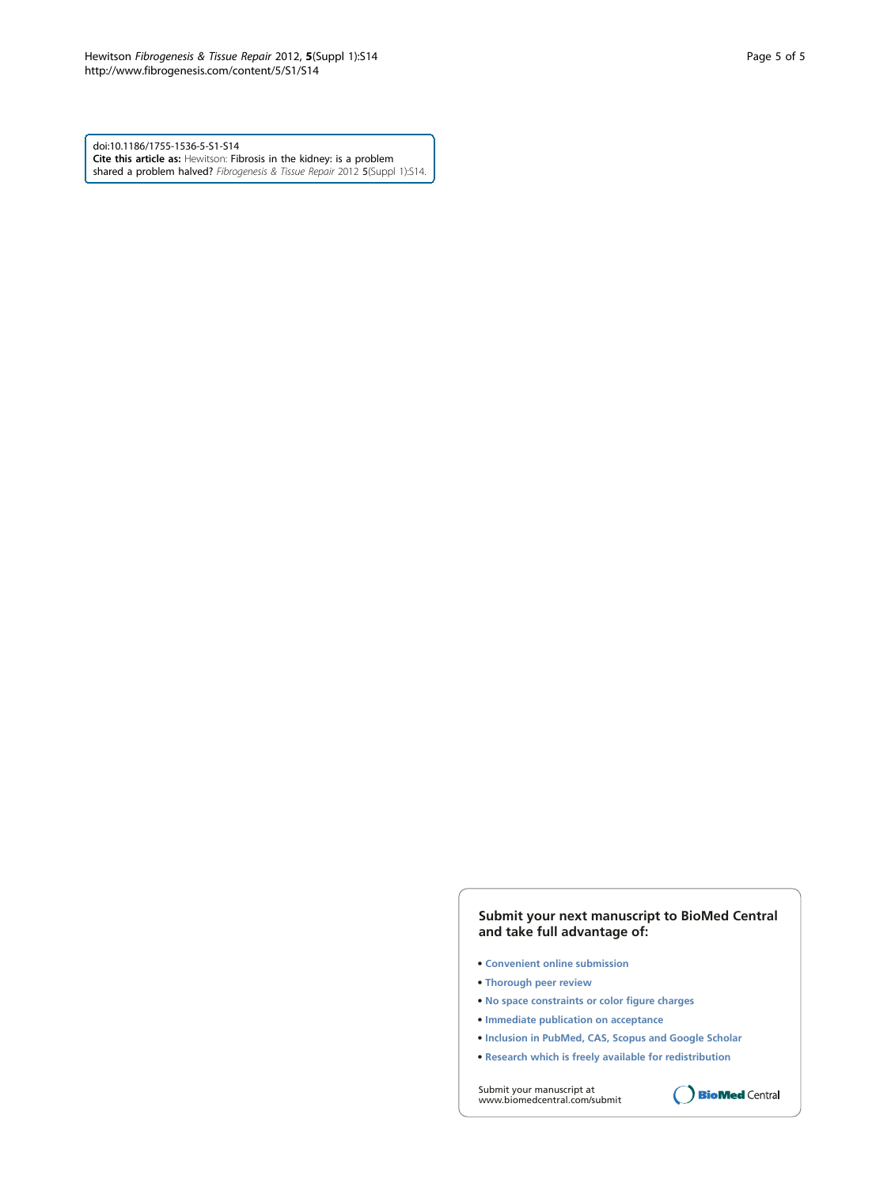doi:10.1186/1755-1536-5-S1-S14

**Cite this article as:** Hewitson: Fibrosis in the kidney: is a problem shared a problem halved? *Fibrogenesis & Tissue Repair* 2012 **5**(Suppl 1):S14.

**Submit your next manuscript to BioMed Central and take full advantage of:**

- **Convenient online submission**
- **Thorough peer review**
- **No space constraints or color figure charges**
- **Immediate publication on acceptance**
- **Inclusion in PubMed, CAS, Scopus and Google Scholar**
- **Research which is freely available for redistribution**

Submit your manuscript at www.biomedcentral.com/submit

BioMed Central